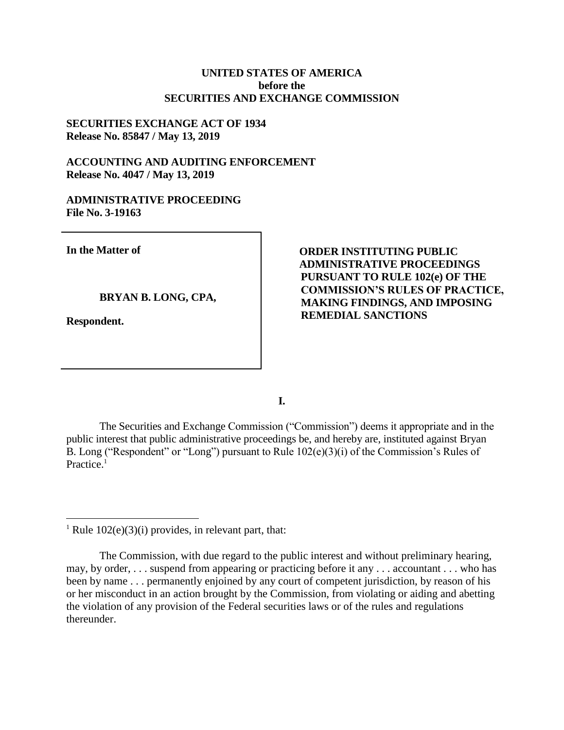**UNITED STATES OF AMERICA**
**before the**
**SECURITIES AND EXCHANGE COMMISSION**

**SECURITIES EXCHANGE ACT OF 1934**
**Release No. 85847 / May 13, 2019**

**ACCOUNTING AND AUDITING ENFORCEMENT**
**Release No. 4047 / May 13, 2019**

**ADMINISTRATIVE PROCEEDING**
**File No. 3-19163**

| | |
|---|---|
| **In the Matter of**<br><br>**BRYAN B. LONG, CPA,**<br><br>**Respondent.** | **ORDER INSTITUTING PUBLIC ADMINISTRATIVE PROCEEDINGS PURSUANT TO RULE 102(e) OF THE COMMISSION'S RULES OF PRACTICE, MAKING FINDINGS, AND IMPOSING REMEDIAL SANCTIONS** |

## I.

The Securities and Exchange Commission ("Commission") deems it appropriate and in the public interest that public administrative proceedings be, and hereby are, instituted against Bryan B. Long ("Respondent" or "Long") pursuant to Rule 102(e)(3)(i) of the Commission's Rules of Practice.[1]

---

[1] Rule 102(e)(3)(i) provides, in relevant part, that:

> The Commission, with due regard to the public interest and without preliminary hearing, may, by order, . . . suspend from appearing or practicing before it any . . . accountant . . . who has been by name . . . permanently enjoined by any court of competent jurisdiction, by reason of his or her misconduct in an action brought by the Commission, from violating or aiding and abetting the violation of any provision of the Federal securities laws or of the rules and regulations thereunder.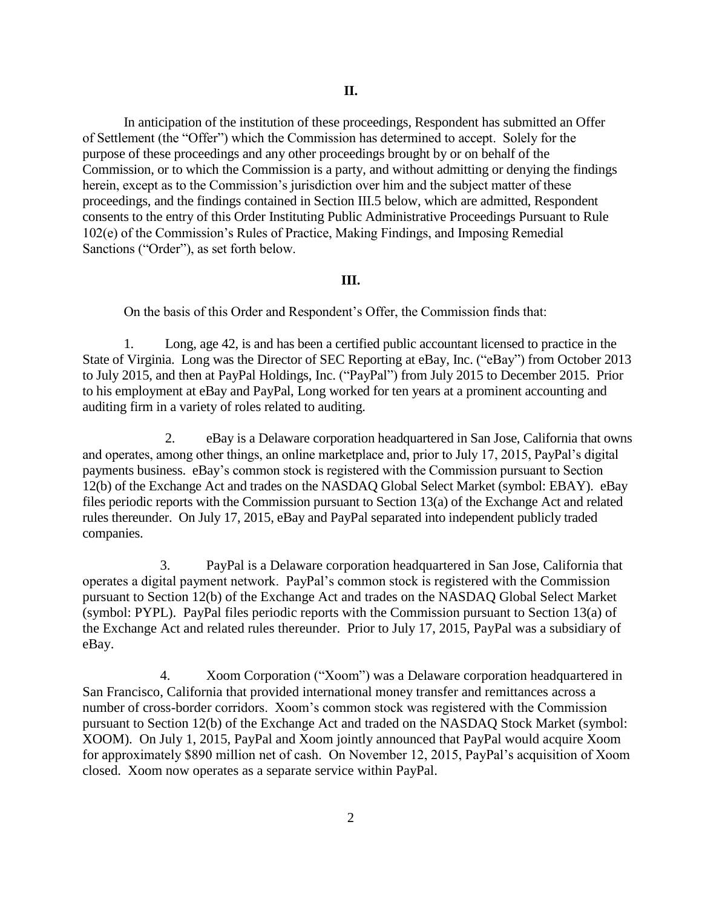## II.

In anticipation of the institution of these proceedings, Respondent has submitted an Offer of Settlement (the "Offer") which the Commission has determined to accept. Solely for the purpose of these proceedings and any other proceedings brought by or on behalf of the Commission, or to which the Commission is a party, and without admitting or denying the findings herein, except as to the Commission's jurisdiction over him and the subject matter of these proceedings, and the findings contained in Section III.5 below, which are admitted, Respondent consents to the entry of this Order Instituting Public Administrative Proceedings Pursuant to Rule 102(e) of the Commission's Rules of Practice, Making Findings, and Imposing Remedial Sanctions ("Order"), as set forth below.

## III.

On the basis of this Order and Respondent's Offer, the Commission finds that:

1. Long, age 42, is and has been a certified public accountant licensed to practice in the State of Virginia. Long was the Director of SEC Reporting at eBay, Inc. ("eBay") from October 2013 to July 2015, and then at PayPal Holdings, Inc. ("PayPal") from July 2015 to December 2015. Prior to his employment at eBay and PayPal, Long worked for ten years at a prominent accounting and auditing firm in a variety of roles related to auditing.

2. eBay is a Delaware corporation headquartered in San Jose, California that owns and operates, among other things, an online marketplace and, prior to July 17, 2015, PayPal's digital payments business. eBay's common stock is registered with the Commission pursuant to Section 12(b) of the Exchange Act and trades on the NASDAQ Global Select Market (symbol: EBAY). eBay files periodic reports with the Commission pursuant to Section 13(a) of the Exchange Act and related rules thereunder. On July 17, 2015, eBay and PayPal separated into independent publicly traded companies.

3. PayPal is a Delaware corporation headquartered in San Jose, California that operates a digital payment network. PayPal's common stock is registered with the Commission pursuant to Section 12(b) of the Exchange Act and trades on the NASDAQ Global Select Market (symbol: PYPL). PayPal files periodic reports with the Commission pursuant to Section 13(a) of the Exchange Act and related rules thereunder. Prior to July 17, 2015, PayPal was a subsidiary of eBay.

4. Xoom Corporation ("Xoom") was a Delaware corporation headquartered in San Francisco, California that provided international money transfer and remittances across a number of cross-border corridors. Xoom's common stock was registered with the Commission pursuant to Section 12(b) of the Exchange Act and traded on the NASDAQ Stock Market (symbol: XOOM). On July 1, 2015, PayPal and Xoom jointly announced that PayPal would acquire Xoom for approximately $890 million net of cash. On November 12, 2015, PayPal's acquisition of Xoom closed. Xoom now operates as a separate service within PayPal.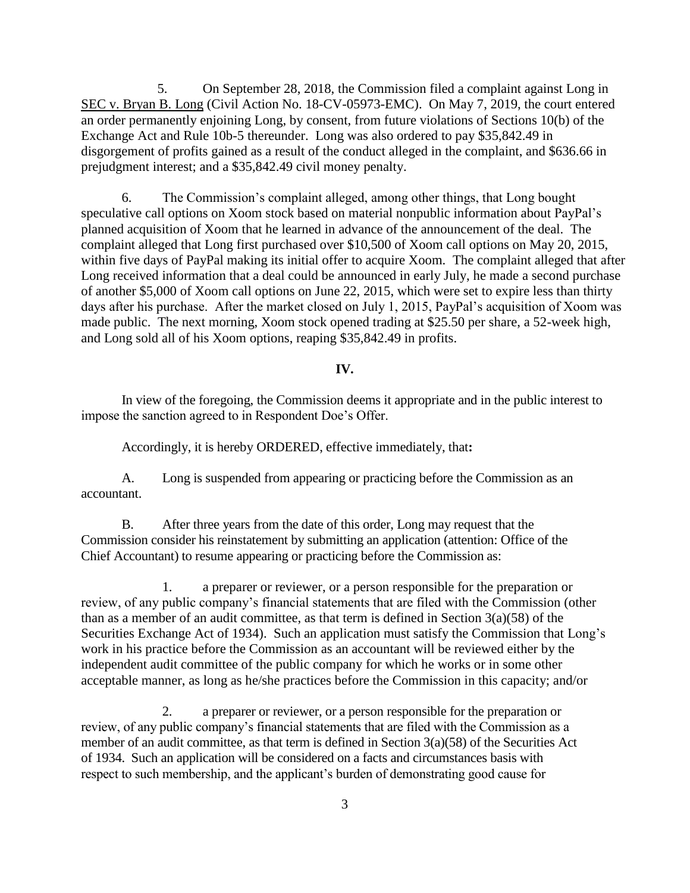5. On September 28, 2018, the Commission filed a complaint against Long in SEC v. Bryan B. Long (Civil Action No. 18-CV-05973-EMC). On May 7, 2019, the court entered an order permanently enjoining Long, by consent, from future violations of Sections 10(b) of the Exchange Act and Rule 10b-5 thereunder. Long was also ordered to pay $35,842.49 in disgorgement of profits gained as a result of the conduct alleged in the complaint, and $636.66 in prejudgment interest; and a $35,842.49 civil money penalty.

6. The Commission's complaint alleged, among other things, that Long bought speculative call options on Xoom stock based on material nonpublic information about PayPal's planned acquisition of Xoom that he learned in advance of the announcement of the deal. The complaint alleged that Long first purchased over $10,500 of Xoom call options on May 20, 2015, within five days of PayPal making its initial offer to acquire Xoom. The complaint alleged that after Long received information that a deal could be announced in early July, he made a second purchase of another $5,000 of Xoom call options on June 22, 2015, which were set to expire less than thirty days after his purchase. After the market closed on July 1, 2015, PayPal's acquisition of Xoom was made public. The next morning, Xoom stock opened trading at $25.50 per share, a 52-week high, and Long sold all of his Xoom options, reaping $35,842.49 in profits.

## IV.

In view of the foregoing, the Commission deems it appropriate and in the public interest to impose the sanction agreed to in Respondent Doe's Offer.

Accordingly, it is hereby ORDERED, effective immediately, that**:**

A. Long is suspended from appearing or practicing before the Commission as an accountant.

B. After three years from the date of this order, Long may request that the Commission consider his reinstatement by submitting an application (attention: Office of the Chief Accountant) to resume appearing or practicing before the Commission as:

1. a preparer or reviewer, or a person responsible for the preparation or review, of any public company's financial statements that are filed with the Commission (other than as a member of an audit committee, as that term is defined in Section 3(a)(58) of the Securities Exchange Act of 1934). Such an application must satisfy the Commission that Long's work in his practice before the Commission as an accountant will be reviewed either by the independent audit committee of the public company for which he works or in some other acceptable manner, as long as he/she practices before the Commission in this capacity; and/or

2. a preparer or reviewer, or a person responsible for the preparation or review, of any public company's financial statements that are filed with the Commission as a member of an audit committee, as that term is defined in Section 3(a)(58) of the Securities Act of 1934. Such an application will be considered on a facts and circumstances basis with respect to such membership, and the applicant's burden of demonstrating good cause for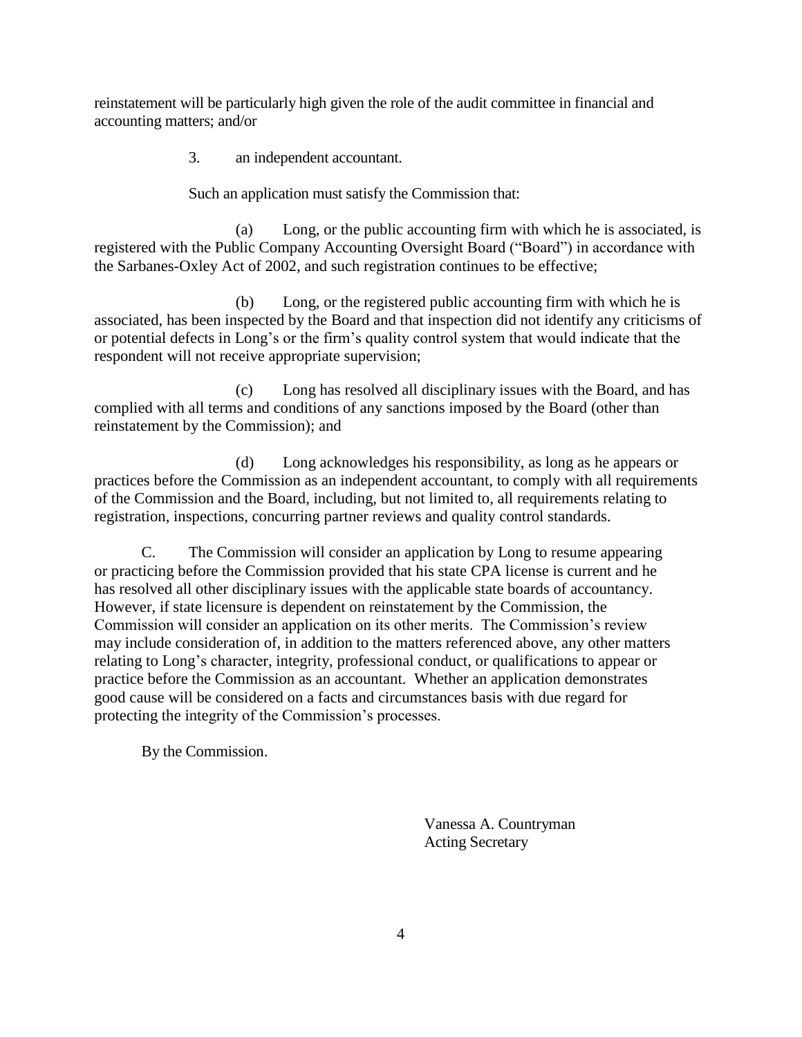reinstatement will be particularly high given the role of the audit committee in financial and accounting matters; and/or

3. an independent accountant.

Such an application must satisfy the Commission that:

(a) Long, or the public accounting firm with which he is associated, is registered with the Public Company Accounting Oversight Board ("Board") in accordance with the Sarbanes-Oxley Act of 2002, and such registration continues to be effective;

(b) Long, or the registered public accounting firm with which he is associated, has been inspected by the Board and that inspection did not identify any criticisms of or potential defects in Long's or the firm's quality control system that would indicate that the respondent will not receive appropriate supervision;

(c) Long has resolved all disciplinary issues with the Board, and has complied with all terms and conditions of any sanctions imposed by the Board (other than reinstatement by the Commission); and

(d) Long acknowledges his responsibility, as long as he appears or practices before the Commission as an independent accountant, to comply with all requirements of the Commission and the Board, including, but not limited to, all requirements relating to registration, inspections, concurring partner reviews and quality control standards.

C. The Commission will consider an application by Long to resume appearing or practicing before the Commission provided that his state CPA license is current and he has resolved all other disciplinary issues with the applicable state boards of accountancy. However, if state licensure is dependent on reinstatement by the Commission, the Commission will consider an application on its other merits. The Commission's review may include consideration of, in addition to the matters referenced above, any other matters relating to Long's character, integrity, professional conduct, or qualifications to appear or practice before the Commission as an accountant. Whether an application demonstrates good cause will be considered on a facts and circumstances basis with due regard for protecting the integrity of the Commission's processes.

By the Commission.

Vanessa A. Countryman
Acting Secretary